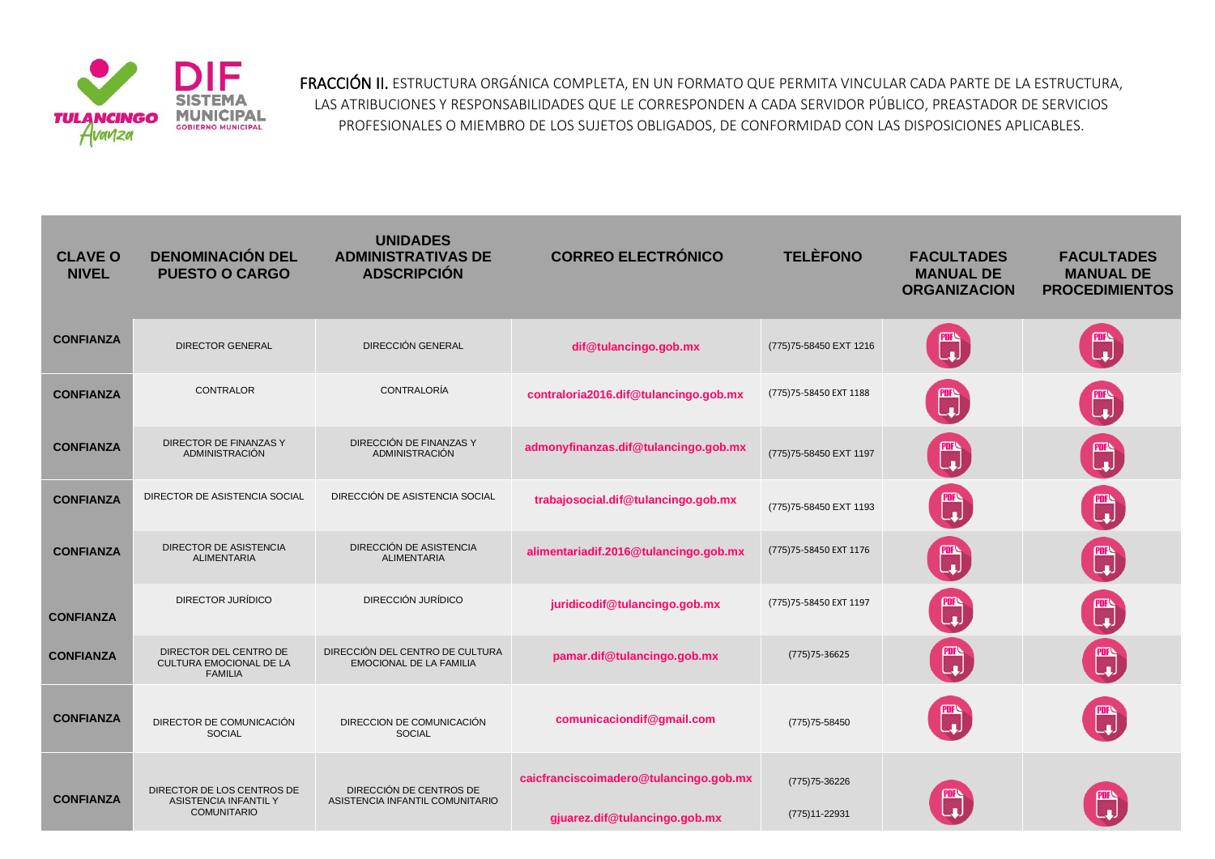FRACCIÓN II. ESTRUCTURA ORGÁNICA COMPLETA, EN UN FORMATO QUE PERMITA VINCULAR CADA PARTE DE LA ESTRUCTURA, LAS ATRIBUCIONES Y RESPONSABILIDADES QUE LE CORRESPONDEN A CADA SERVIDOR PÚBLICO, PREASTADOR DE SERVICIOS PROFESIONALES O MIEMBRO DE LOS SUJETOS OBLIGADOS, DE CONFORMIDAD CON LAS DISPOSICIONES APLICABLES.

| CLAVE O NIVEL | DENOMINACIÓN DEL PUESTO O CARGO | UNIDADES ADMINISTRATIVAS DE ADSCRIPCIÓN | CORREO ELECTRÓNICO | TELÈFONO | FACULTADES MANUAL DE ORGANIZACION | FACULTADES MANUAL DE PROCEDIMIENTOS |
|---|---|---|---|---|---|---|
| CONFIANZA | DIRECTOR GENERAL | DIRECCIÓN GENERAL | dif@tulancingo.gob.mx | (775)75-58450 EXT 1216 | PDF | PDF |
| CONFIANZA | CONTRALOR | CONTRALORÍA | contraloria2016.dif@tulancingo.gob.mx | (775)75-58450 EXT 1188 | PDF | PDF |
| CONFIANZA | DIRECTOR DE FINANZAS Y ADMINISTRACIÓN | DIRECCIÓN DE FINANZAS Y ADMINISTRACIÓN | admonyfinanzas.dif@tulancingo.gob.mx | (775)75-58450 EXT 1197 | PDF | PDF |
| CONFIANZA | DIRECTOR DE ASISTENCIA SOCIAL | DIRECCIÓN DE ASISTENCIA SOCIAL | trabajosocial.dif@tulancingo.gob.mx | (775)75-58450 EXT 1193 | PDF | PDF |
| CONFIANZA | DIRECTOR DE ASISTENCIA ALIMENTARIA | DIRECCIÓN DE ASISTENCIA ALIMENTARIA | alimentariadif.2016@tulancingo.gob.mx | (775)75-58450 EXT 1176 | PDF | PDF |
| CONFIANZA | DIRECTOR JURÍDICO | DIRECCIÓN JURÍDICO | juridicodif@tulancingo.gob.mx | (775)75-58450 EXT 1197 | PDF | PDF |
| CONFIANZA | DIRECTOR DEL CENTRO DE CULTURA EMOCIONAL DE LA FAMILIA | DIRECCIÓN DEL CENTRO DE CULTURA EMOCIONAL DE LA FAMILIA | pamar.dif@tulancingo.gob.mx | (775)75-36625 | PDF | PDF |
| CONFIANZA | DIRECTOR DE COMUNICACIÓN SOCIAL | DIRECCION DE COMUNICACIÓN SOCIAL | comunicaciondif@gmail.com | (775)75-58450 | PDF | PDF |
| CONFIANZA | DIRECTOR DE LOS CENTROS DE ASISTENCIA INFANTIL Y COMUNITARIO | DIRECCIÓN DE CENTROS DE ASISTENCIA INFANTIL COMUNITARIO | caicfranciscoimadero@tulancingo.gob.mx<br>gjuarez.dif@tulancingo.gob.mx | (775)75-36226<br>(775)11-22931 | PDF | PDF |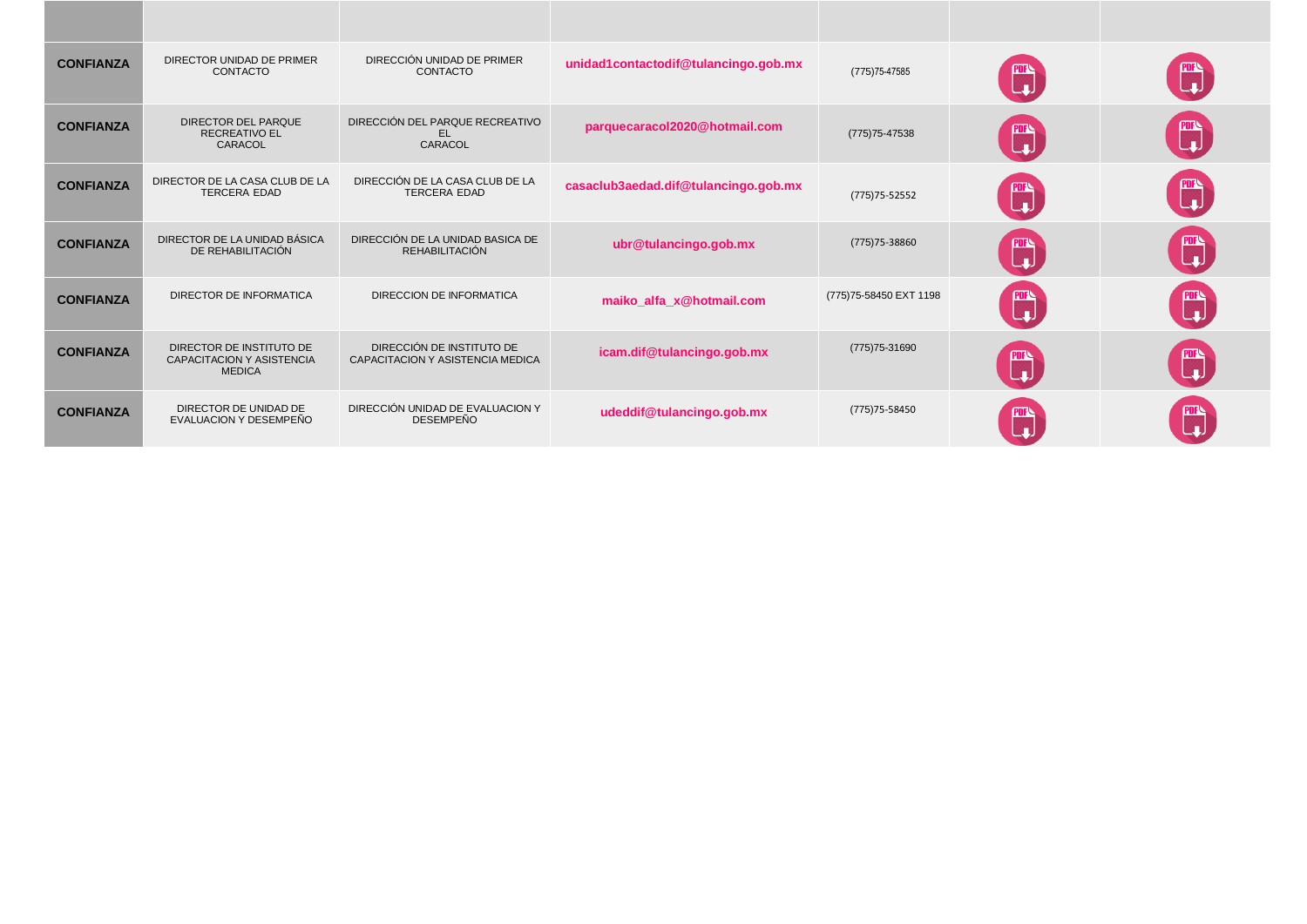| | | | | | | |
|---|---|---|---|---|---|---|
| **CONFIANZA** | DIRECTOR UNIDAD DE PRIMER CONTACTO | DIRECCIÓN UNIDAD DE PRIMER CONTACTO | unidad1contactodif@tulancingo.gob.mx | (775)75-47585 | PDF | PDF |
| **CONFIANZA** | DIRECTOR DEL PARQUE RECREATIVO EL CARACOL | DIRECCIÓN DEL PARQUE RECREATIVO EL CARACOL | parquecaracol2020@hotmail.com | (775)75-47538 | PDF | PDF |
| **CONFIANZA** | DIRECTOR DE LA CASA CLUB DE LA TERCERA EDAD | DIRECCIÓN DE LA CASA CLUB DE LA TERCERA EDAD | casaclub3aedad.dif@tulancingo.gob.mx | (775)75-52552 | PDF | PDF |
| **CONFIANZA** | DIRECTOR DE LA UNIDAD BÁSICA DE REHABILITACIÓN | DIRECCIÓN DE LA UNIDAD BASICA DE REHABILITACIÓN | ubr@tulancingo.gob.mx | (775)75-38860 | PDF | PDF |
| **CONFIANZA** | DIRECTOR DE INFORMATICA | DIRECCION DE INFORMATICA | maiko_alfa_x@hotmail.com | (775)75-58450 EXT 1198 | PDF | PDF |
| **CONFIANZA** | DIRECTOR DE INSTITUTO DE CAPACITACION Y ASISTENCIA MEDICA | DIRECCIÓN DE INSTITUTO DE CAPACITACION Y ASISTENCIA MEDICA | icam.dif@tulancingo.gob.mx | (775)75-31690 | PDF | PDF |
| **CONFIANZA** | DIRECTOR DE UNIDAD DE EVALUACION Y DESEMPEÑO | DIRECCIÓN UNIDAD DE EVALUACION Y DESEMPEÑO | udeddif@tulancingo.gob.mx | (775)75-58450 | PDF | PDF |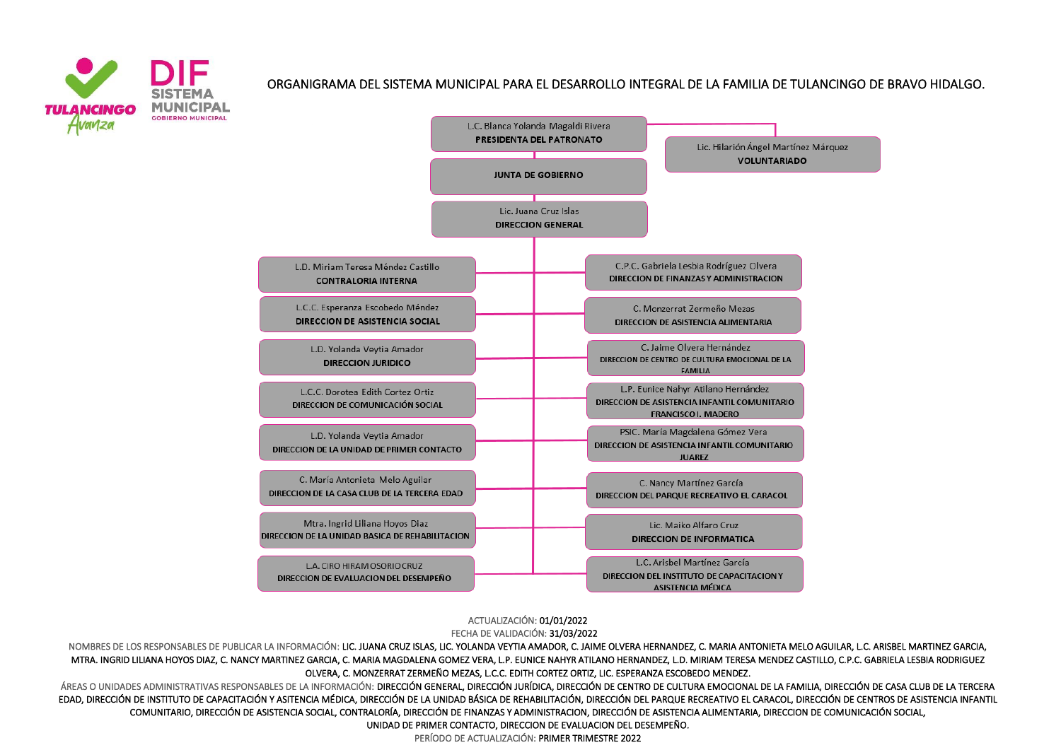# ORGANIGRAMA DEL SISTEMA MUNICIPAL PARA EL DESARROLLO INTEGRAL DE LA FAMILIA DE TULANCINGO DE BRAVO HIDALGO.

L.C. Blanca Yolanda Magaldi Rivera
**PRESIDENTA DEL PATRONATO**

Lic. Hilarión Ángel Martínez Márquez
**VOLUNTARIADO**

**JUNTA DE GOBIERNO**

Lic. Juana Cruz Islas
**DIRECCION GENERAL**

L.D. Miriam Teresa Méndez Castillo
**CONTRALORIA INTERNA**

C.P.C. Gabriela Lesbia Rodríguez Olvera
**DIRECCION DE FINANZAS Y ADMINISTRACION**

L.C.C. Esperanza Escobedo Méndez
**DIRECCION DE ASISTENCIA SOCIAL**

C. Monzerrat Zermeño Mezas
**DIRECCION DE ASISTENCIA ALIMENTARIA**

L.D. Yolanda Veytia Amador
**DIRECCION JURIDICO**

C. Jaime Olvera Hernández
**DIRECCION DE CENTRO DE CULTURA EMOCIONAL DE LA FAMILIA**

L.C.C. Dorotea Edith Cortez Ortiz
**DIRECCION DE COMUNICACIÓN SOCIAL**

L.P. Eunice Nahyr Atilano Hernández
**DIRECCION DE ASISTENCIA INFANTIL COMUNITARIO FRANCISCO I. MADERO**

L.D. Yolanda Veytia Amador
**DIRECCION DE LA UNIDAD DE PRIMER CONTACTO**

PSIC. María Magdalena Gómez Vera
**DIRECCION DE ASISTENCIA INFANTIL COMUNITARIO JUAREZ**

C. María Antonieta Melo Aguilar
**DIRECCION DE LA CASA CLUB DE LA TERCERA EDAD**

C. Nancy Martínez García
**DIRECCION DEL PARQUE RECREATIVO EL CARACOL**

Mtra. Ingrid Liliana Hoyos Diaz
**DIRECCION DE LA UNIDAD BASICA DE REHABILITACION**

Lic. Maiko Alfaro Cruz
**DIRECCION DE INFORMATICA**

L.A. CIRO HIRAM OSORIO CRUZ
**DIRECCION DE EVALUACION DEL DESEMPEÑO**

L.C. Arisbel Martínez García
**DIRECCION DEL INSTITUTO DE CAPACITACION Y ASISTENCIA MÉDICA**

ACTUALIZACIÓN: 01/01/2022

FECHA DE VALIDACIÓN: 31/03/2022

NOMBRES DE LOS RESPONSABLES DE PUBLICAR LA INFORMACIÓN: LIC. JUANA CRUZ ISLAS, LIC. YOLANDA VEYTIA AMADOR, C. JAIME OLVERA HERNANDEZ, C. MARIA ANTONIETA MELO AGUILAR, L.C. ARISBEL MARTINEZ GARCIA, MTRA. INGRID LILIANA HOYOS DIAZ, C. NANCY MARTINEZ GARCIA, C. MARIA MAGDALENA GOMEZ VERA, L.P. EUNICE NAHYR ATILANO HERNANDEZ, L.D. MIRIAM TERESA MENDEZ CASTILLO, C.P.C. GABRIELA LESBIA RODRIGUEZ OLVERA, C. MONZERRAT ZERMEÑO MEZAS, L.C.C. EDITH CORTEZ ORTIZ, LIC. ESPERANZA ESCOBEDO MENDEZ.

ÁREAS O UNIDADES ADMINISTRATIVAS RESPONSABLES DE LA INFORMACIÓN: DIRECCIÓN GENERAL, DIRECCIÓN JURÍDICA, DIRECCIÓN DE CENTRO DE CULTURA EMOCIONAL DE LA FAMILIA, DIRECCIÓN DE CASA CLUB DE LA TERCERA EDAD, DIRECCIÓN DE INSTITUTO DE CAPACITACIÓN Y ASITENCIA MÉDICA, DIRECCIÓN DE LA UNIDAD BÁSICA DE REHABILITACIÓN, DIRECCIÓN DEL PARQUE RECREATIVO EL CARACOL, DIRECCIÓN DE CENTROS DE ASISTENCIA INFANTIL COMUNITARIO, DIRECCIÓN DE ASISTENCIA SOCIAL, CONTRALORÍA, DIRECCIÓN DE FINANZAS Y ADMINISTRACION, DIRECCIÓN DE ASISTENCIA ALIMENTARIA, DIRECCION DE COMUNICACIÓN SOCIAL, UNIDAD DE PRIMER CONTACTO, DIRECCION DE EVALUACION DEL DESEMPEÑO.

PERÍODO DE ACTUALIZACIÓN: PRIMER TRIMESTRE 2022